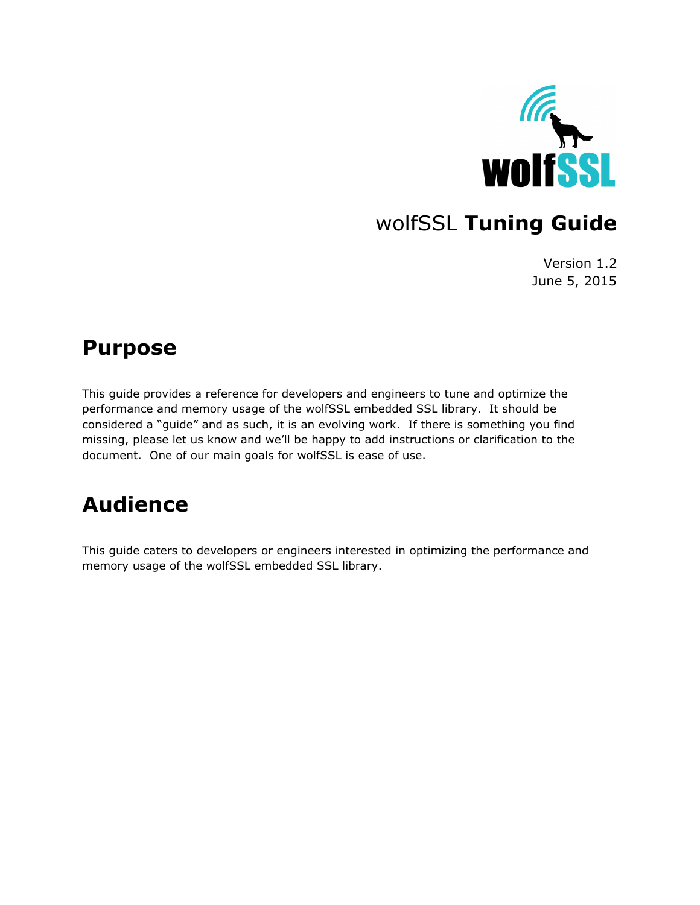wolfSSL

# wolfSSL **Tuning Guide**

Version 1.2
June 5, 2015

## Purpose

This guide provides a reference for developers and engineers to tune and optimize the performance and memory usage of the wolfSSL embedded SSL library. It should be considered a "guide" and as such, it is an evolving work. If there is something you find missing, please let us know and we'll be happy to add instructions or clarification to the document. One of our main goals for wolfSSL is ease of use.

## Audience

This guide caters to developers or engineers interested in optimizing the performance and memory usage of the wolfSSL embedded SSL library.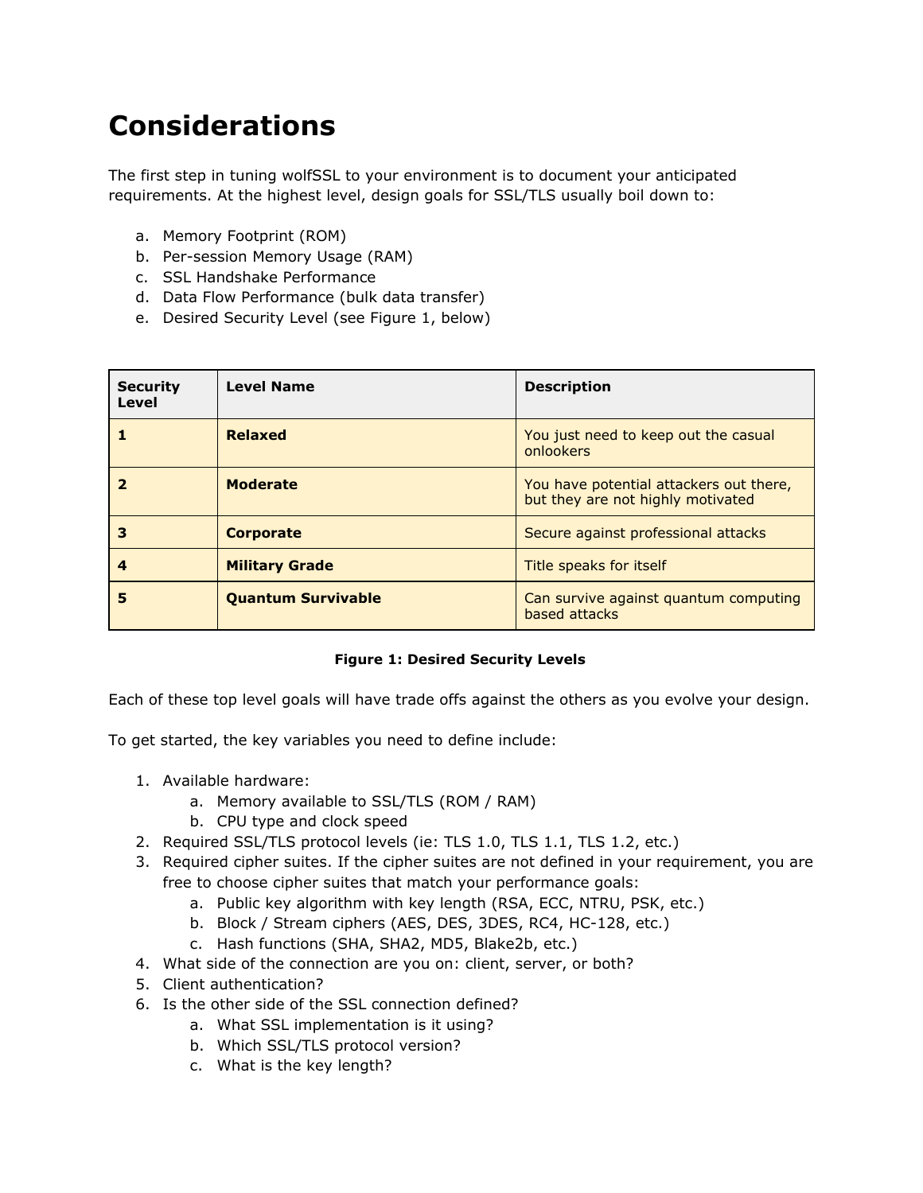# Considerations

The first step in tuning wolfSSL to your environment is to document your anticipated requirements. At the highest level, design goals for SSL/TLS usually boil down to:

a. Memory Footprint (ROM)
b. Per-session Memory Usage (RAM)
c. SSL Handshake Performance
d. Data Flow Performance (bulk data transfer)
e. Desired Security Level (see Figure 1, below)

| Security Level | Level Name | Description |
|---|---|---|
| **1** | **Relaxed** | You just need to keep out the casual onlookers |
| **2** | **Moderate** | You have potential attackers out there, but they are not highly motivated |
| **3** | **Corporate** | Secure against professional attacks |
| **4** | **Military Grade** | Title speaks for itself |
| **5** | **Quantum Survivable** | Can survive against quantum computing based attacks |

**Figure 1: Desired Security Levels**

Each of these top level goals will have trade offs against the others as you evolve your design.

To get started, the key variables you need to define include:

1. Available hardware:
   a. Memory available to SSL/TLS (ROM / RAM)
   b. CPU type and clock speed
2. Required SSL/TLS protocol levels (ie: TLS 1.0, TLS 1.1, TLS 1.2, etc.)
3. Required cipher suites. If the cipher suites are not defined in your requirement, you are free to choose cipher suites that match your performance goals:
   a. Public key algorithm with key length (RSA, ECC, NTRU, PSK, etc.)
   b. Block / Stream ciphers (AES, DES, 3DES, RC4, HC-128, etc.)
   c. Hash functions (SHA, SHA2, MD5, Blake2b, etc.)
4. What side of the connection are you on: client, server, or both?
5. Client authentication?
6. Is the other side of the SSL connection defined?
   a. What SSL implementation is it using?
   b. Which SSL/TLS protocol version?
   c. What is the key length?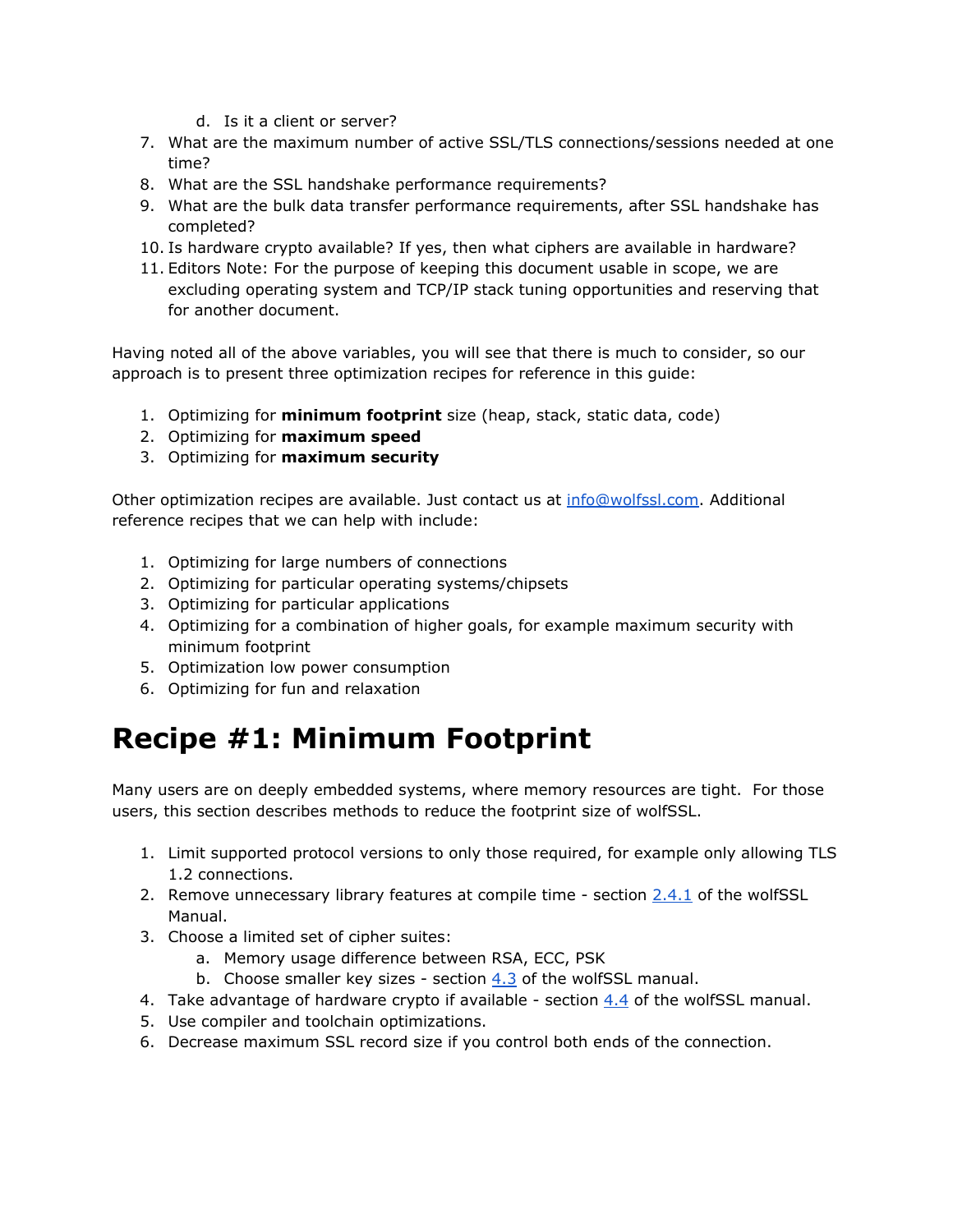d. Is it a client or server?

7. What are the maximum number of active SSL/TLS connections/sessions needed at one time?
8. What are the SSL handshake performance requirements?
9. What are the bulk data transfer performance requirements, after SSL handshake has completed?
10. Is hardware crypto available? If yes, then what ciphers are available in hardware?
11. Editors Note: For the purpose of keeping this document usable in scope, we are excluding operating system and TCP/IP stack tuning opportunities and reserving that for another document.

Having noted all of the above variables, you will see that there is much to consider, so our approach is to present three optimization recipes for reference in this guide:

1. Optimizing for **minimum footprint** size (heap, stack, static data, code)
2. Optimizing for **maximum speed**
3. Optimizing for **maximum security**

Other optimization recipes are available. Just contact us at [info@wolfssl.com](mailto:info@wolfssl.com). Additional reference recipes that we can help with include:

1. Optimizing for large numbers of connections
2. Optimizing for particular operating systems/chipsets
3. Optimizing for particular applications
4. Optimizing for a combination of higher goals, for example maximum security with minimum footprint
5. Optimization low power consumption
6. Optimizing for fun and relaxation

# Recipe #1: Minimum Footprint

Many users are on deeply embedded systems, where memory resources are tight. For those users, this section describes methods to reduce the footprint size of wolfSSL.

1. Limit supported protocol versions to only those required, for example only allowing TLS 1.2 connections.
2. Remove unnecessary library features at compile time - section [2.4.1]() of the wolfSSL Manual.
3. Choose a limited set of cipher suites:
   a. Memory usage difference between RSA, ECC, PSK
   b. Choose smaller key sizes - section [4.3]() of the wolfSSL manual.
4. Take advantage of hardware crypto if available - section [4.4]() of the wolfSSL manual.
5. Use compiler and toolchain optimizations.
6. Decrease maximum SSL record size if you control both ends of the connection.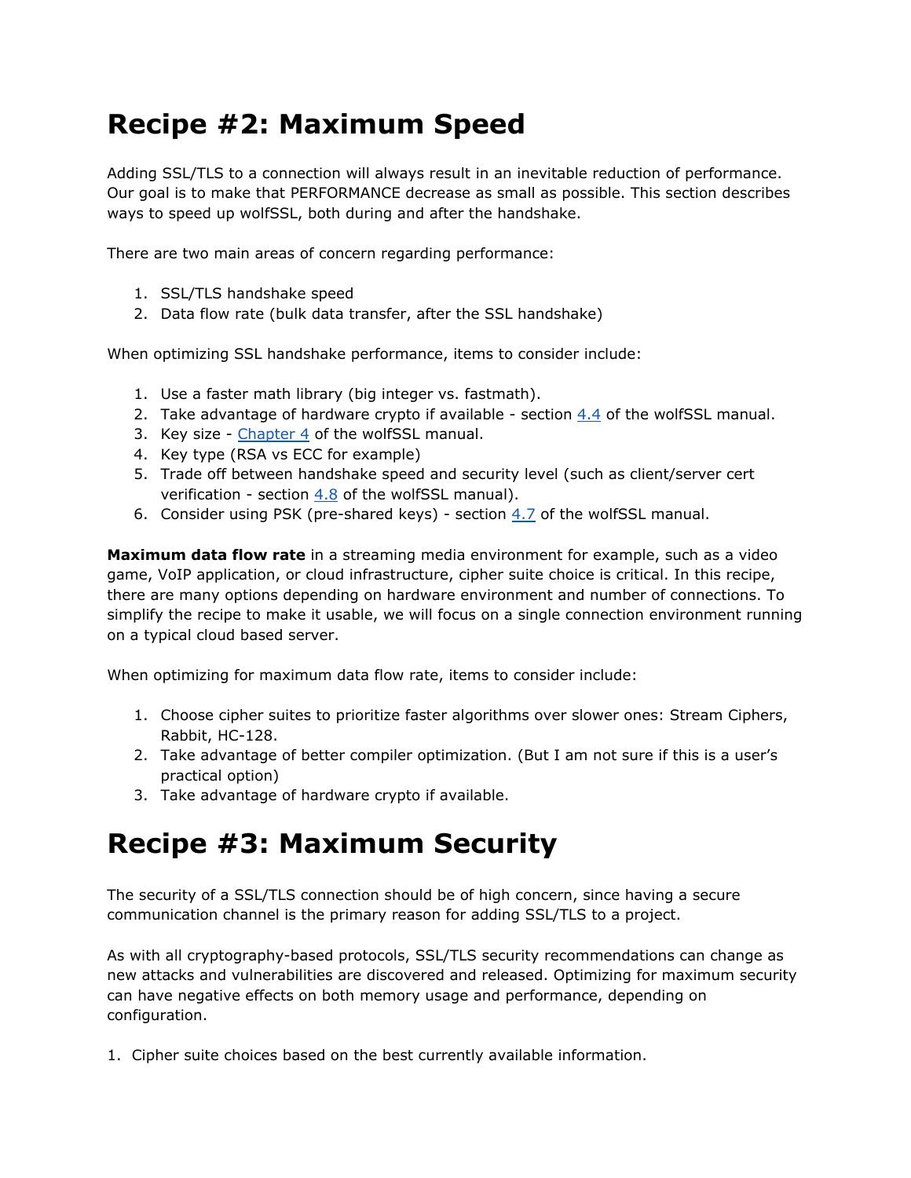# Recipe #2: Maximum Speed

Adding SSL/TLS to a connection will always result in an inevitable reduction of performance. Our goal is to make that PERFORMANCE decrease as small as possible. This section describes ways to speed up wolfSSL, both during and after the handshake.

There are two main areas of concern regarding performance:

1. SSL/TLS handshake speed
2. Data flow rate (bulk data transfer, after the SSL handshake)

When optimizing SSL handshake performance, items to consider include:

1. Use a faster math library (big integer vs. fastmath).
2. Take advantage of hardware crypto if available - section 4.4 of the wolfSSL manual.
3. Key size - Chapter 4 of the wolfSSL manual.
4. Key type (RSA vs ECC for example)
5. Trade off between handshake speed and security level (such as client/server cert verification - section 4.8 of the wolfSSL manual).
6. Consider using PSK (pre-shared keys) - section 4.7 of the wolfSSL manual.

**Maximum data flow rate** in a streaming media environment for example, such as a video game, VoIP application, or cloud infrastructure, cipher suite choice is critical. In this recipe, there are many options depending on hardware environment and number of connections. To simplify the recipe to make it usable, we will focus on a single connection environment running on a typical cloud based server.

When optimizing for maximum data flow rate, items to consider include:

1. Choose cipher suites to prioritize faster algorithms over slower ones: Stream Ciphers, Rabbit, HC-128.
2. Take advantage of better compiler optimization. (But I am not sure if this is a user's practical option)
3. Take advantage of hardware crypto if available.

# Recipe #3: Maximum Security

The security of a SSL/TLS connection should be of high concern, since having a secure communication channel is the primary reason for adding SSL/TLS to a project.

As with all cryptography-based protocols, SSL/TLS security recommendations can change as new attacks and vulnerabilities are discovered and released. Optimizing for maximum security can have negative effects on both memory usage and performance, depending on configuration.

1. Cipher suite choices based on the best currently available information.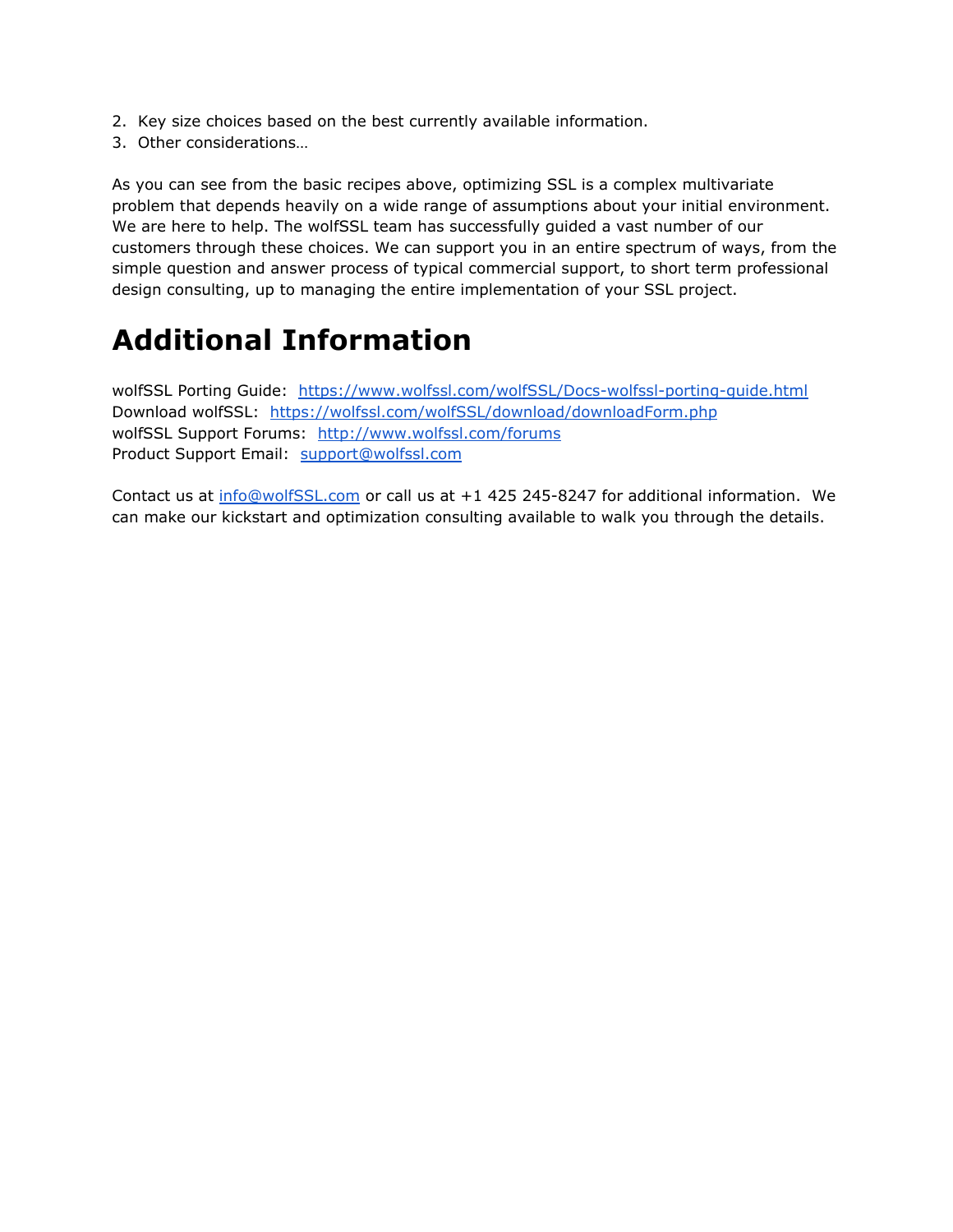2. Key size choices based on the best currently available information.
3. Other considerations…

As you can see from the basic recipes above, optimizing SSL is a complex multivariate problem that depends heavily on a wide range of assumptions about your initial environment. We are here to help. The wolfSSL team has successfully guided a vast number of our customers through these choices. We can support you in an entire spectrum of ways, from the simple question and answer process of typical commercial support, to short term professional design consulting, up to managing the entire implementation of your SSL project.

# Additional Information

wolfSSL Porting Guide: [https://www.wolfssl.com/wolfSSL/Docs-wolfssl-porting-guide.html](https://www.wolfssl.com/wolfSSL/Docs-wolfssl-porting-guide.html)
Download wolfSSL: [https://wolfssl.com/wolfSSL/download/downloadForm.php](https://wolfssl.com/wolfSSL/download/downloadForm.php)
wolfSSL Support Forums: [http://www.wolfssl.com/forums](http://www.wolfssl.com/forums)
Product Support Email: [support@wolfssl.com](mailto:support@wolfssl.com)

Contact us at [info@wolfSSL.com](mailto:info@wolfSSL.com) or call us at +1 425 245-8247 for additional information. We can make our kickstart and optimization consulting available to walk you through the details.